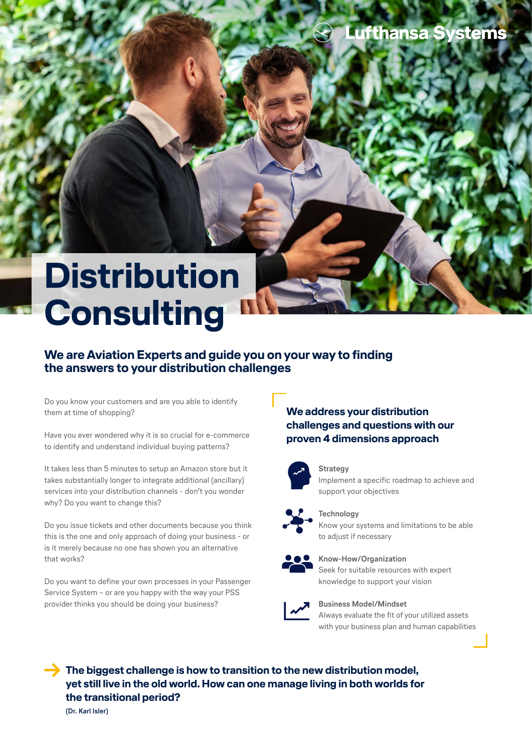Lufthansa Systems

# Distribution Consulting

## We are Aviation Experts and guide you on your way to finding the answers to your distribution challenges

Do you know your customers and are you able to identify them at time of shopping?

Have you ever wondered why it is so crucial for e-commerce to identify and understand individual buying patterns?

It takes less than 5 minutes to setup an Amazon store but it takes substantially longer to integrate additional (ancillary) services into your distribution channels - don't you wonder why? Do you want to change this?

Do you issue tickets and other documents because you think this is the one and only approach of doing your business - or is it merely because no one has shown you an alternative that works?

Do you want to define your own processes in your Passenger Service System – or are you happy with the way your PSS provider thinks you should be doing your business?

### We address your distribution challenges and questions with our proven 4 dimensions approach

**Strategy**
Implement a specific roadmap to achieve and support your objectives

**Technology**
Know your systems and limitations to be able to adjust if necessary

**Know-How/Organization**
Seek for suitable resources with expert knowledge to support your vision

**Business Model/Mindset**
Always evaluate the fit of your utilized assets with your business plan and human capabilities

**The biggest challenge is how to transition to the new distribution model, yet still live in the old world. How can one manage living in both worlds for the transitional period?**
**(Dr. Karl Isler)**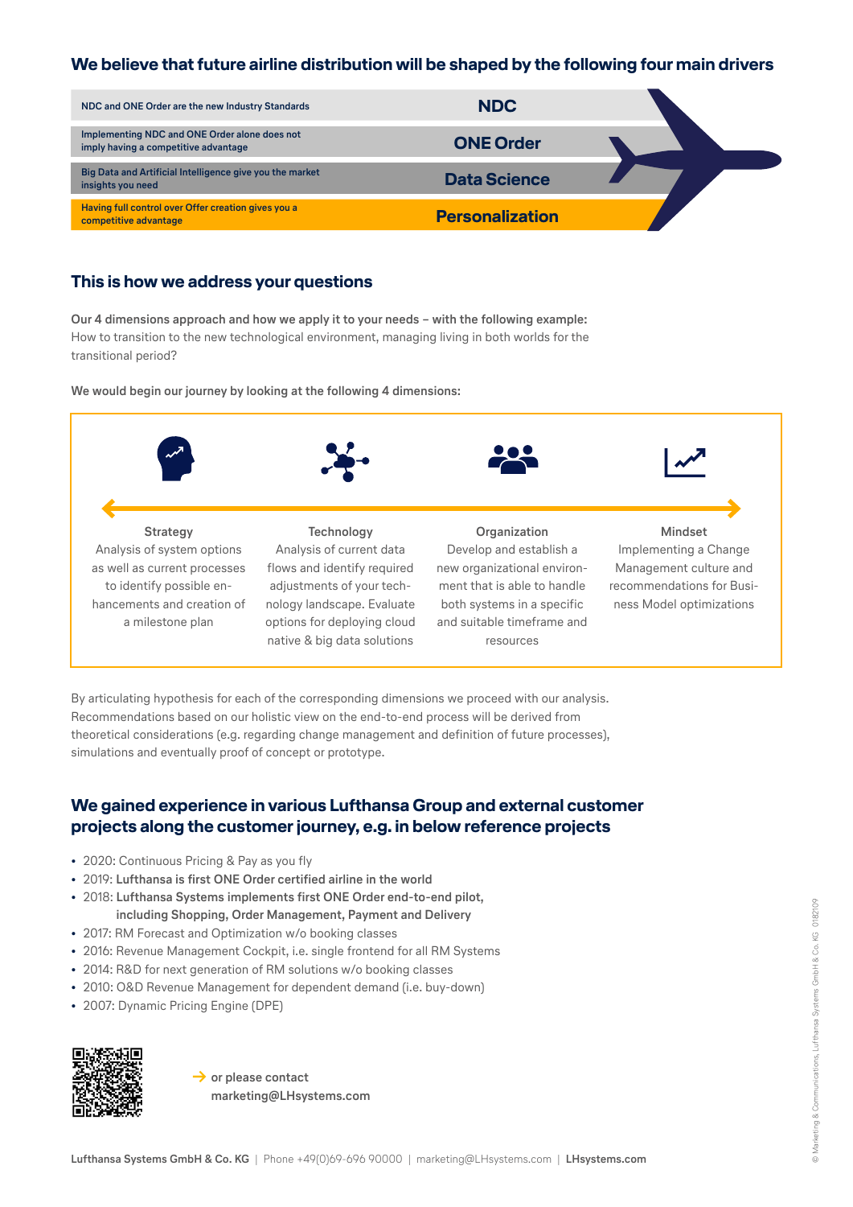## We believe that future airline distribution will be shaped by the following four main drivers

| | |
|---|---|
| NDC and ONE Order are the new Industry Standards | **NDC** |
| Implementing NDC and ONE Order alone does not imply having a competitive advantage | **ONE Order** |
| Big Data and Artificial Intelligence give you the market insights you need | **Data Science** |
| Having full control over Offer creation gives you a competitive advantage | **Personalization** |

## This is how we address your questions

**Our 4 dimensions approach and how we apply it to your needs – with the following example:**
How to transition to the new technological environment, managing living in both worlds for the transitional period?

**We would begin our journey by looking at the following 4 dimensions:**

**Strategy**
Analysis of system options as well as current processes to identify possible enhancements and creation of a milestone plan

**Technology**
Analysis of current data flows and identify required adjustments of your technology landscape. Evaluate options for deploying cloud native & big data solutions

**Organization**
Develop and establish a new organizational environment that is able to handle both systems in a specific and suitable timeframe and resources

**Mindset**
Implementing a Change Management culture and recommendations for Business Model optimizations

By articulating hypothesis for each of the corresponding dimensions we proceed with our analysis. Recommendations based on our holistic view on the end-to-end process will be derived from theoretical considerations (e.g. regarding change management and definition of future processes), simulations and eventually proof of concept or prototype.

## We gained experience in various Lufthansa Group and external customer projects along the customer journey, e.g. in below reference projects

- 2020: Continuous Pricing & Pay as you fly
- 2019: **Lufthansa is first ONE Order certified airline in the world**
- 2018: **Lufthansa Systems implements first ONE Order end-to-end pilot, including Shopping, Order Management, Payment and Delivery**
- 2017: RM Forecast and Optimization w/o booking classes
- 2016: Revenue Management Cockpit, i.e. single frontend for all RM Systems
- 2014: R&D for next generation of RM solutions w/o booking classes
- 2010: O&D Revenue Management for dependent demand (i.e. buy-down)
- 2007: Dynamic Pricing Engine (DPE)

→ or please contact
marketing@LHsystems.com

**Lufthansa Systems GmbH & Co. KG** | Phone +49(0)69-696 90000 | marketing@LHsystems.com | **LHsystems.com**

© Marketing & Communications, Lufthansa Systems GmbH & Co. KG 0182109